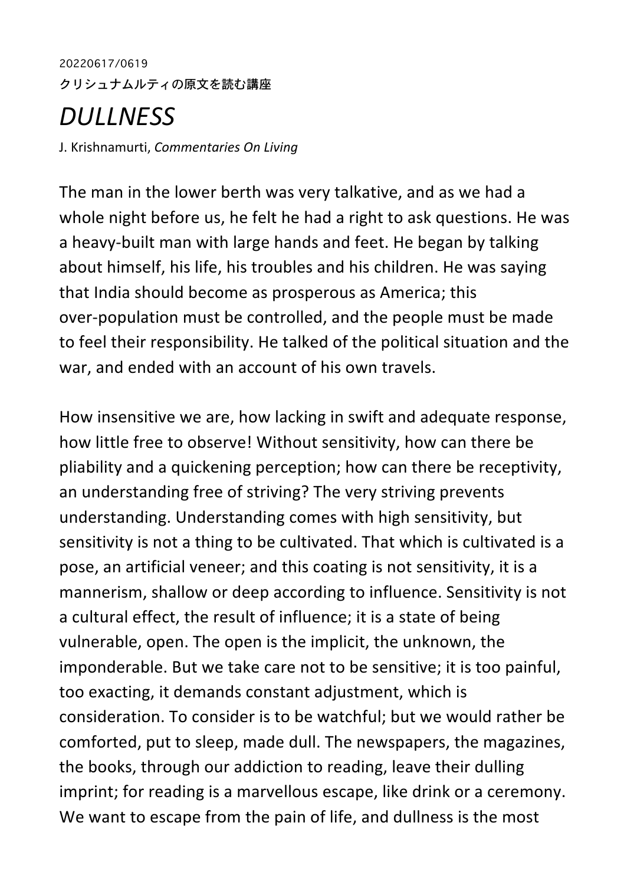20220617/0619

クリシュナムルティの原文を読む講座

# *DULLNESS*

J. Krishnamurti, *Commentaries On Living*

The man in the lower berth was very talkative, and as we had a whole night before us, he felt he had a right to ask questions. He was a heavy-built man with large hands and feet. He began by talking about himself, his life, his troubles and his children. He was saying that India should become as prosperous as America; this over-population must be controlled, and the people must be made to feel their responsibility. He talked of the political situation and the war, and ended with an account of his own travels.

How insensitive we are, how lacking in swift and adequate response, how little free to observe! Without sensitivity, how can there be pliability and a quickening perception; how can there be receptivity, an understanding free of striving? The very striving prevents understanding. Understanding comes with high sensitivity, but sensitivity is not a thing to be cultivated. That which is cultivated is a pose, an artificial veneer; and this coating is not sensitivity, it is a mannerism, shallow or deep according to influence. Sensitivity is not a cultural effect, the result of influence; it is a state of being vulnerable, open. The open is the implicit, the unknown, the imponderable. But we take care not to be sensitive; it is too painful, too exacting, it demands constant adjustment, which is consideration. To consider is to be watchful; but we would rather be comforted, put to sleep, made dull. The newspapers, the magazines, the books, through our addiction to reading, leave their dulling imprint; for reading is a marvellous escape, like drink or a ceremony. We want to escape from the pain of life, and dullness is the most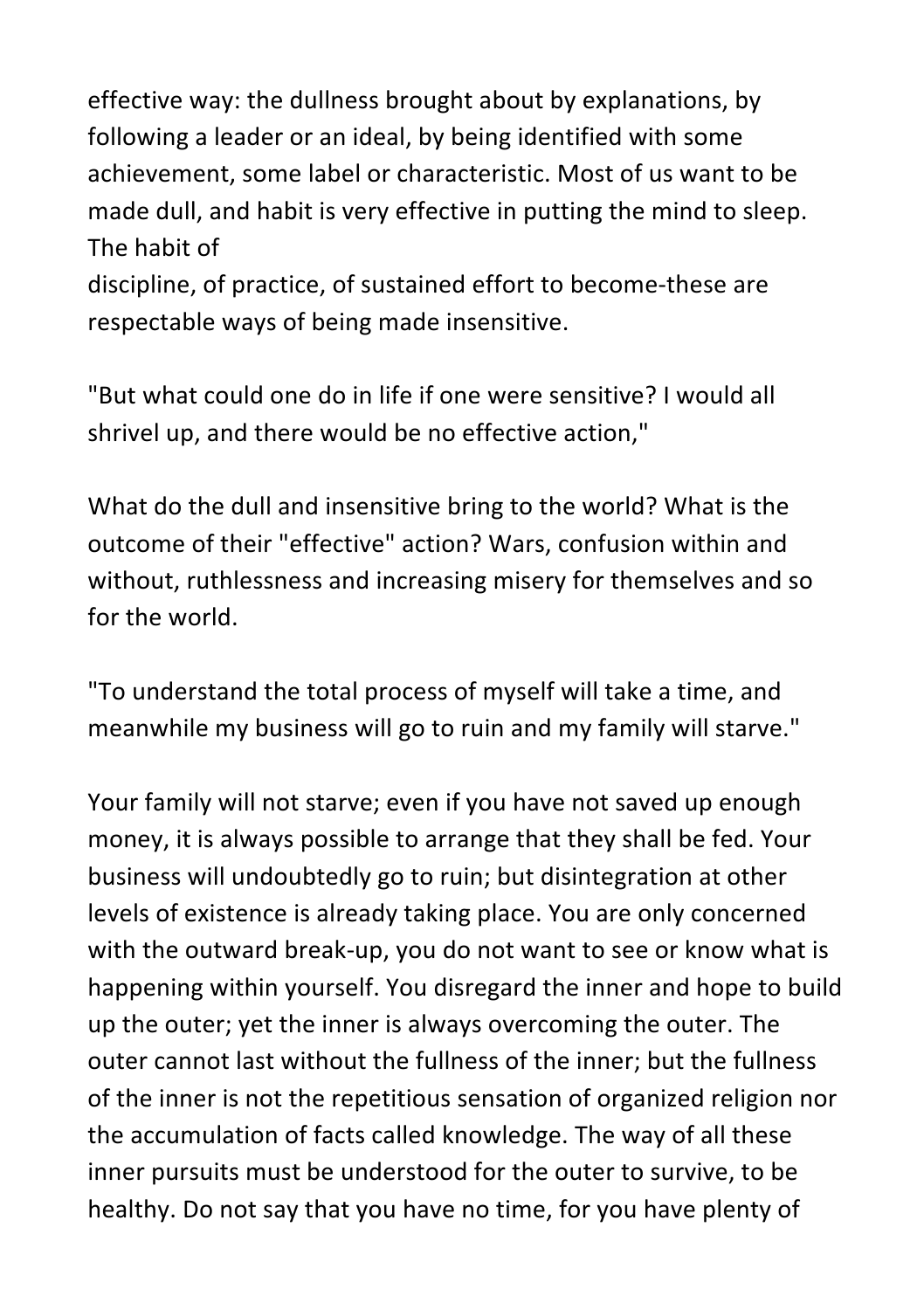effective way: the dullness brought about by explanations, by following a leader or an ideal, by being identified with some achievement, some label or characteristic. Most of us want to be made dull, and habit is very effective in putting the mind to sleep. The habit of discipline, of practice, of sustained effort to become-these are respectable ways of being made insensitive.

"But what could one do in life if one were sensitive? I would all shrivel up, and there would be no effective action,"

What do the dull and insensitive bring to the world? What is the outcome of their "effective" action? Wars, confusion within and without, ruthlessness and increasing misery for themselves and so for the world.

"To understand the total process of myself will take a time, and meanwhile my business will go to ruin and my family will starve."

Your family will not starve; even if you have not saved up enough money, it is always possible to arrange that they shall be fed. Your business will undoubtedly go to ruin; but disintegration at other levels of existence is already taking place. You are only concerned with the outward break-up, you do not want to see or know what is happening within yourself. You disregard the inner and hope to build up the outer; yet the inner is always overcoming the outer. The outer cannot last without the fullness of the inner; but the fullness of the inner is not the repetitious sensation of organized religion nor the accumulation of facts called knowledge. The way of all these inner pursuits must be understood for the outer to survive, to be healthy. Do not say that you have no time, for you have plenty of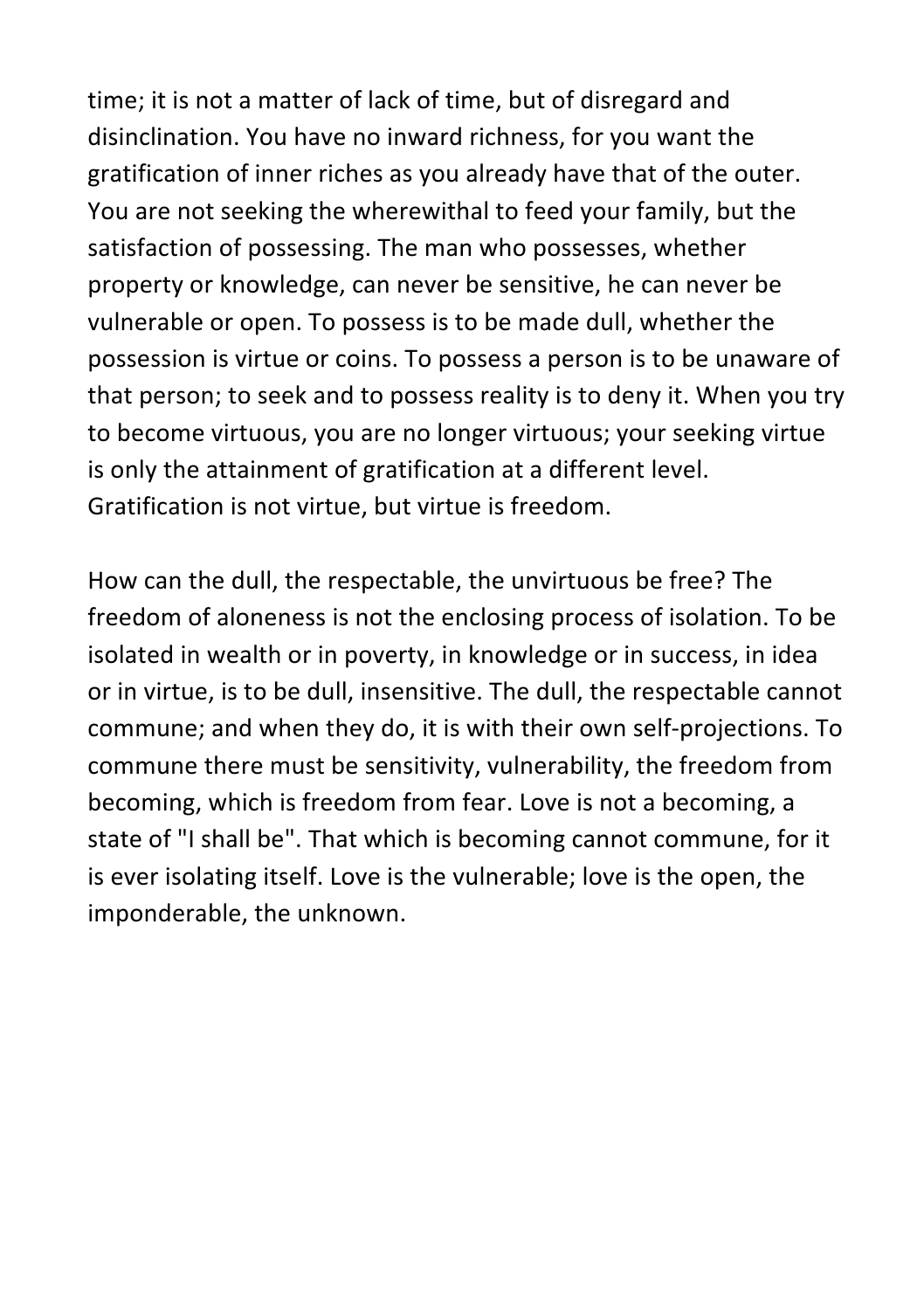time; it is not a matter of lack of time, but of disregard and disinclination. You have no inward richness, for you want the gratification of inner riches as you already have that of the outer. You are not seeking the wherewithal to feed your family, but the satisfaction of possessing. The man who possesses, whether property or knowledge, can never be sensitive, he can never be vulnerable or open. To possess is to be made dull, whether the possession is virtue or coins. To possess a person is to be unaware of that person; to seek and to possess reality is to deny it. When you try to become virtuous, you are no longer virtuous; your seeking virtue is only the attainment of gratification at a different level. Gratification is not virtue, but virtue is freedom.

How can the dull, the respectable, the unvirtuous be free? The freedom of aloneness is not the enclosing process of isolation. To be isolated in wealth or in poverty, in knowledge or in success, in idea or in virtue, is to be dull, insensitive. The dull, the respectable cannot commune; and when they do, it is with their own self-projections. To commune there must be sensitivity, vulnerability, the freedom from becoming, which is freedom from fear. Love is not a becoming, a state of "I shall be". That which is becoming cannot commune, for it is ever isolating itself. Love is the vulnerable; love is the open, the imponderable, the unknown.